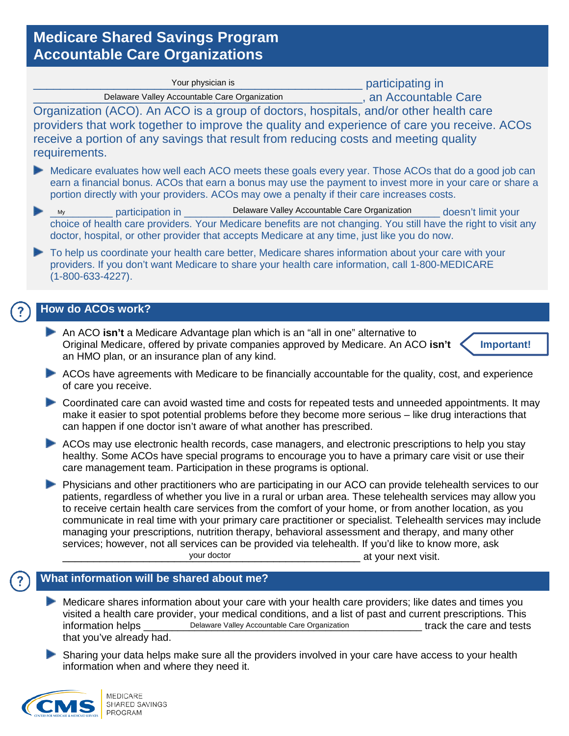# Medicare Shared Savings Program Accountable Care Organizations

Your physician is participating in Delaware Valley Accountable Care Organization, an Accountable Care Organization (ACO). An ACO is a group of doctors, hospitals, and/or other health care providers that work together to improve the quality and experience of care you receive. ACOs receive a portion of any savings that result from reducing costs and meeting quality requirements.

- Medicare evaluates how well each ACO meets these goals every year. Those ACOs that do a good job can earn a financial bonus. ACOs that earn a bonus may use the payment to invest more in your care or share a portion directly with your providers. ACOs may owe a penalty if their care increases costs.
- My participation in Delaware Valley Accountable Care Organization doesn't limit your choice of health care providers. Your Medicare benefits are not changing. You still have the right to visit any doctor, hospital, or other provider that accepts Medicare at any time, just like you do now.
- To help us coordinate your health care better, Medicare shares information about your care with your providers. If you don't want Medicare to share your health care information, call 1-800-MEDICARE (1-800-633-4227).

## How do ACOs work?

- An ACO **isn't** a Medicare Advantage plan which is an "all in one" alternative to Original Medicare, offered by private companies approved by Medicare. An ACO **isn't** an HMO plan, or an insurance plan of any kind. **Important!**
- ACOs have agreements with Medicare to be financially accountable for the quality, cost, and experience of care you receive.
- Coordinated care can avoid wasted time and costs for repeated tests and unneeded appointments. It may make it easier to spot potential problems before they become more serious – like drug interactions that can happen if one doctor isn't aware of what another has prescribed.
- ACOs may use electronic health records, case managers, and electronic prescriptions to help you stay healthy. Some ACOs have special programs to encourage you to have a primary care visit or use their care management team. Participation in these programs is optional.
- Physicians and other practitioners who are participating in our ACO can provide telehealth services to our patients, regardless of whether you live in a rural or urban area. These telehealth services may allow you to receive certain health care services from the comfort of your home, or from another location, as you communicate in real time with your primary care practitioner or specialist. Telehealth services may include managing your prescriptions, nutrition therapy, behavioral assessment and therapy, and many other services; however, not all services can be provided via telehealth. If you'd like to know more, ask your doctor at your next visit.

## What information will be shared about me?

- Medicare shares information about your care with your health care providers; like dates and times you visited a health care provider, your medical conditions, and a list of past and current prescriptions. This information helps Delaware Valley Accountable Care Organization track the care and tests that you've already had.
- Sharing your data helps make sure all the providers involved in your care have access to your health information when and where they need it.

CMS – Centers for Medicare & Medicaid Services | Medicare Shared Savings Program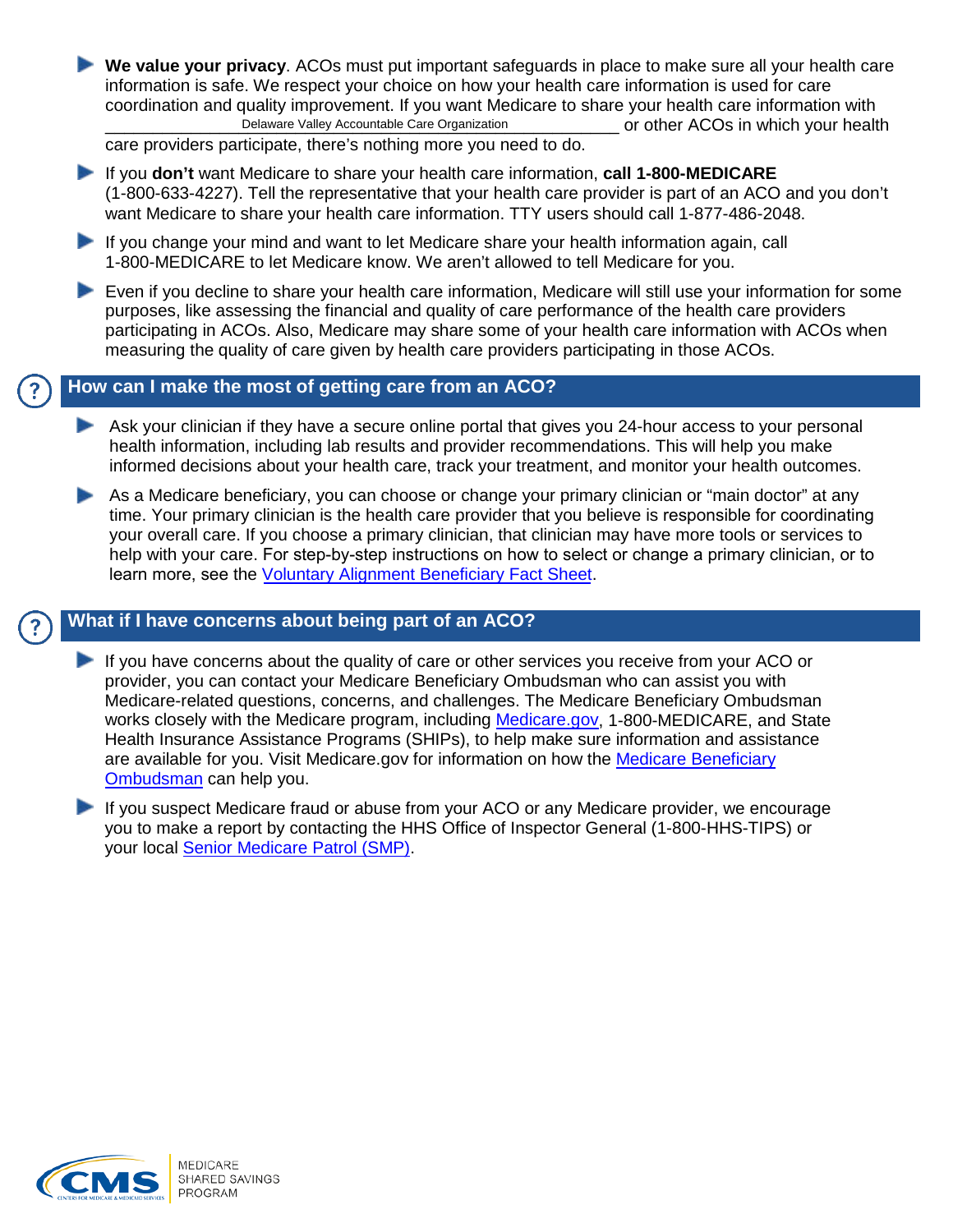- **We value your privacy**. ACOs must put important safeguards in place to make sure all your health care information is safe. We respect your choice on how your health care information is used for care coordination and quality improvement. If you want Medicare to share your health care information with Delaware Valley Accountable Care Organization or other ACOs in which your health care providers participate, there's nothing more you need to do.
- If you **don't** want Medicare to share your health care information, **call 1-800-MEDICARE** (1-800-633-4227). Tell the representative that your health care provider is part of an ACO and you don't want Medicare to share your health care information. TTY users should call 1-877-486-2048.
- If you change your mind and want to let Medicare share your health information again, call 1-800-MEDICARE to let Medicare know. We aren't allowed to tell Medicare for you.
- Even if you decline to share your health care information, Medicare will still use your information for some purposes, like assessing the financial and quality of care performance of the health care providers participating in ACOs. Also, Medicare may share some of your health care information with ACOs when measuring the quality of care given by health care providers participating in those ACOs.

## How can I make the most of getting care from an ACO?

- Ask your clinician if they have a secure online portal that gives you 24-hour access to your personal health information, including lab results and provider recommendations. This will help you make informed decisions about your health care, track your treatment, and monitor your health outcomes.
- As a Medicare beneficiary, you can choose or change your primary clinician or "main doctor" at any time. Your primary clinician is the health care provider that you believe is responsible for coordinating your overall care. If you choose a primary clinician, that clinician may have more tools or services to help with your care. For step-by-step instructions on how to select or change a primary clinician, or to learn more, see the Voluntary Alignment Beneficiary Fact Sheet.

## What if I have concerns about being part of an ACO?

- If you have concerns about the quality of care or other services you receive from your ACO or provider, you can contact your Medicare Beneficiary Ombudsman who can assist you with Medicare-related questions, concerns, and challenges. The Medicare Beneficiary Ombudsman works closely with the Medicare program, including Medicare.gov, 1-800-MEDICARE, and State Health Insurance Assistance Programs (SHIPs), to help make sure information and assistance are available for you. Visit Medicare.gov for information on how the Medicare Beneficiary Ombudsman can help you.
- If you suspect Medicare fraud or abuse from your ACO or any Medicare provider, we encourage you to make a report by contacting the HHS Office of Inspector General (1-800-HHS-TIPS) or your local Senior Medicare Patrol (SMP).

CMS
CENTERS FOR MEDICARE & MEDICAID SERVICES

MEDICARE
SHARED SAVINGS
PROGRAM